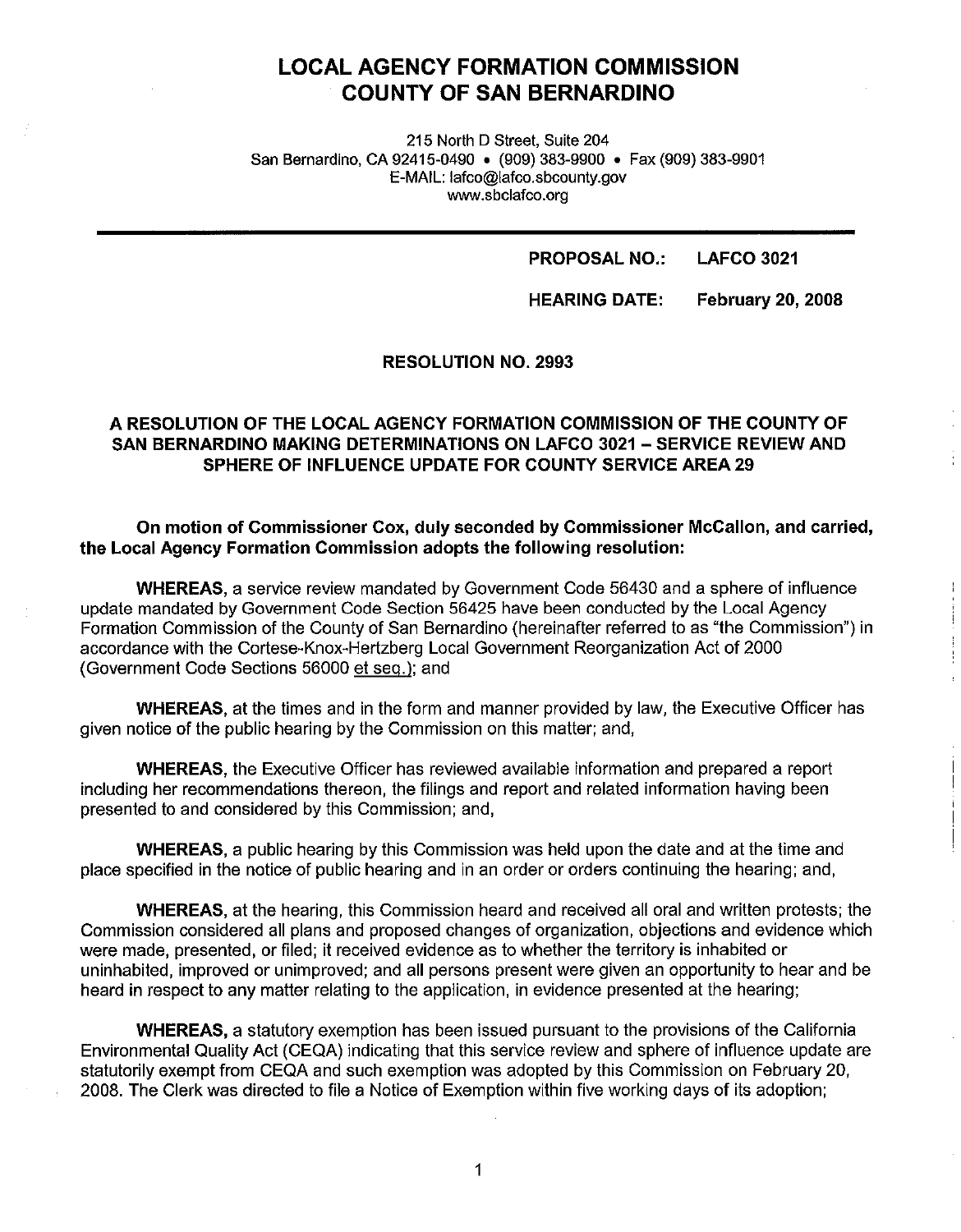# LOCAL AGENCY FORMATION COMMISSION
# COUNTY OF SAN BERNARDINO

215 North D Street, Suite 204
San Bernardino, CA 92415-0490 • (909) 383-9900 • Fax (909) 383-9901
E-MAIL: lafco@lafco.sbcounty.gov
www.sbclafco.org

**PROPOSAL NO.: LAFCO 3021**

**HEARING DATE: February 20, 2008**

**RESOLUTION NO. 2993**

**A RESOLUTION OF THE LOCAL AGENCY FORMATION COMMISSION OF THE COUNTY OF SAN BERNARDINO MAKING DETERMINATIONS ON LAFCO 3021 – SERVICE REVIEW AND SPHERE OF INFLUENCE UPDATE FOR COUNTY SERVICE AREA 29**

**On motion of Commissioner Cox, duly seconded by Commissioner McCallon, and carried, the Local Agency Formation Commission adopts the following resolution:**

**WHEREAS**, a service review mandated by Government Code 56430 and a sphere of influence update mandated by Government Code Section 56425 have been conducted by the Local Agency Formation Commission of the County of San Bernardino (hereinafter referred to as "the Commission") in accordance with the Cortese-Knox-Hertzberg Local Government Reorganization Act of 2000 (Government Code Sections 56000 et seq.); and

**WHEREAS**, at the times and in the form and manner provided by law, the Executive Officer has given notice of the public hearing by the Commission on this matter; and,

**WHEREAS**, the Executive Officer has reviewed available information and prepared a report including her recommendations thereon, the filings and report and related information having been presented to and considered by this Commission; and,

**WHEREAS**, a public hearing by this Commission was held upon the date and at the time and place specified in the notice of public hearing and in an order or orders continuing the hearing; and,

**WHEREAS**, at the hearing, this Commission heard and received all oral and written protests; the Commission considered all plans and proposed changes of organization, objections and evidence which were made, presented, or filed; it received evidence as to whether the territory is inhabited or uninhabited, improved or unimproved; and all persons present were given an opportunity to hear and be heard in respect to any matter relating to the application, in evidence presented at the hearing;

**WHEREAS,** a statutory exemption has been issued pursuant to the provisions of the California Environmental Quality Act (CEQA) indicating that this service review and sphere of influence update are statutorily exempt from CEQA and such exemption was adopted by this Commission on February 20, 2008. The Clerk was directed to file a Notice of Exemption within five working days of its adoption;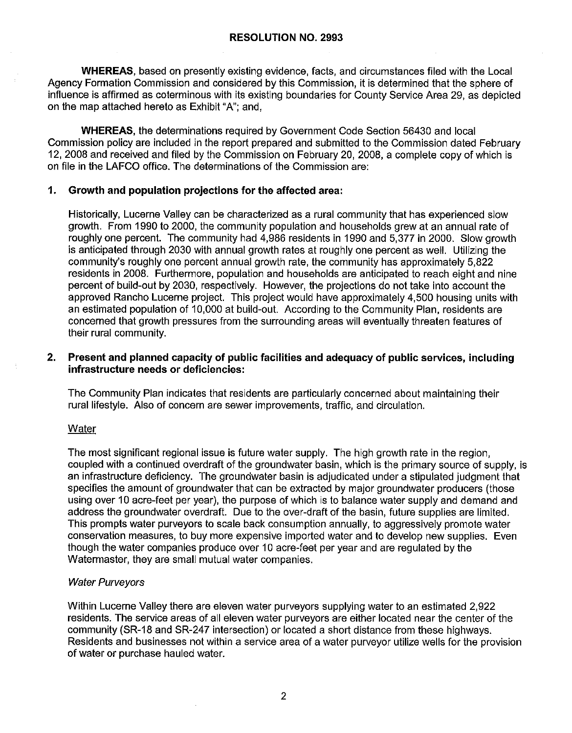**RESOLUTION NO. 2993**

**WHEREAS**, based on presently existing evidence, facts, and circumstances filed with the Local Agency Formation Commission and considered by this Commission, it is determined that the sphere of influence is affirmed as coterminous with its existing boundaries for County Service Area 29, as depicted on the map attached hereto as Exhibit "A"; and,

**WHEREAS**, the determinations required by Government Code Section 56430 and local Commission policy are included in the report prepared and submitted to the Commission dated February 12, 2008 and received and filed by the Commission on February 20, 2008, a complete copy of which is on file in the LAFCO office. The determinations of the Commission are:

**1. Growth and population projections for the affected area:**

Historically, Lucerne Valley can be characterized as a rural community that has experienced slow growth. From 1990 to 2000, the community population and households grew at an annual rate of roughly one percent. The community had 4,986 residents in 1990 and 5,377 in 2000. Slow growth is anticipated through 2030 with annual growth rates at roughly one percent as well. Utilizing the community's roughly one percent annual growth rate, the community has approximately 5,822 residents in 2008. Furthermore, population and households are anticipated to reach eight and nine percent of build-out by 2030, respectively. However, the projections do not take into account the approved Rancho Lucerne project. This project would have approximately 4,500 housing units with an estimated population of 10,000 at build-out. According to the Community Plan, residents are concerned that growth pressures from the surrounding areas will eventually threaten features of their rural community.

**2. Present and planned capacity of public facilities and adequacy of public services, including infrastructure needs or deficiencies:**

The Community Plan indicates that residents are particularly concerned about maintaining their rural lifestyle. Also of concern are sewer improvements, traffic, and circulation.

Water

The most significant regional issue is future water supply. The high growth rate in the region, coupled with a continued overdraft of the groundwater basin, which is the primary source of supply, is an infrastructure deficiency. The groundwater basin is adjudicated under a stipulated judgment that specifies the amount of groundwater that can be extracted by major groundwater producers (those using over 10 acre-feet per year), the purpose of which is to balance water supply and demand and address the groundwater overdraft. Due to the over-draft of the basin, future supplies are limited. This prompts water purveyors to scale back consumption annually, to aggressively promote water conservation measures, to buy more expensive imported water and to develop new supplies. Even though the water companies produce over 10 acre-feet per year and are regulated by the Watermaster, they are small mutual water companies.

*Water Purveyors*

Within Lucerne Valley there are eleven water purveyors supplying water to an estimated 2,922 residents. The service areas of all eleven water purveyors are either located near the center of the community (SR-18 and SR-247 intersection) or located a short distance from these highways. Residents and businesses not within a service area of a water purveyor utilize wells for the provision of water or purchase hauled water.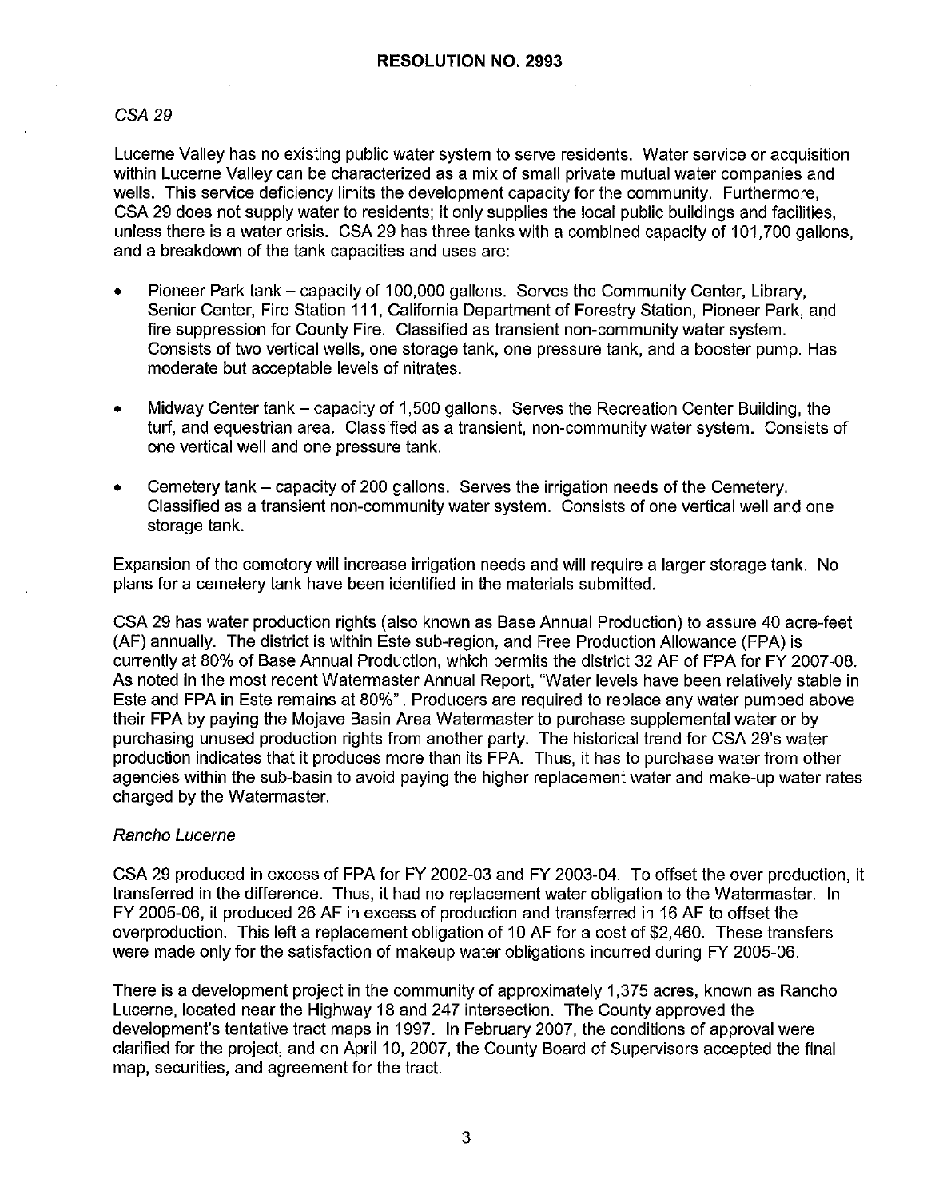## RESOLUTION NO. 2993

*CSA 29*

Lucerne Valley has no existing public water system to serve residents. Water service or acquisition within Lucerne Valley can be characterized as a mix of small private mutual water companies and wells. This service deficiency limits the development capacity for the community. Furthermore, CSA 29 does not supply water to residents; it only supplies the local public buildings and facilities, unless there is a water crisis. CSA 29 has three tanks with a combined capacity of 101,700 gallons, and a breakdown of the tank capacities and uses are:

- Pioneer Park tank – capacity of 100,000 gallons. Serves the Community Center, Library, Senior Center, Fire Station 111, California Department of Forestry Station, Pioneer Park, and fire suppression for County Fire. Classified as transient non-community water system. Consists of two vertical wells, one storage tank, one pressure tank, and a booster pump. Has moderate but acceptable levels of nitrates.
- Midway Center tank – capacity of 1,500 gallons. Serves the Recreation Center Building, the turf, and equestrian area. Classified as a transient, non-community water system. Consists of one vertical well and one pressure tank.
- Cemetery tank – capacity of 200 gallons. Serves the irrigation needs of the Cemetery. Classified as a transient non-community water system. Consists of one vertical well and one storage tank.

Expansion of the cemetery will increase irrigation needs and will require a larger storage tank. No plans for a cemetery tank have been identified in the materials submitted.

CSA 29 has water production rights (also known as Base Annual Production) to assure 40 acre-feet (AF) annually. The district is within Este sub-region, and Free Production Allowance (FPA) is currently at 80% of Base Annual Production, which permits the district 32 AF of FPA for FY 2007-08. As noted in the most recent Watermaster Annual Report, "Water levels have been relatively stable in Este and FPA in Este remains at 80%". Producers are required to replace any water pumped above their FPA by paying the Mojave Basin Area Watermaster to purchase supplemental water or by purchasing unused production rights from another party. The historical trend for CSA 29's water production indicates that it produces more than its FPA. Thus, it has to purchase water from other agencies within the sub-basin to avoid paying the higher replacement water and make-up water rates charged by the Watermaster.

*Rancho Lucerne*

CSA 29 produced in excess of FPA for FY 2002-03 and FY 2003-04. To offset the over production, it transferred in the difference. Thus, it had no replacement water obligation to the Watermaster. In FY 2005-06, it produced 26 AF in excess of production and transferred in 16 AF to offset the overproduction. This left a replacement obligation of 10 AF for a cost of $2,460. These transfers were made only for the satisfaction of makeup water obligations incurred during FY 2005-06.

There is a development project in the community of approximately 1,375 acres, known as Rancho Lucerne, located near the Highway 18 and 247 intersection. The County approved the development's tentative tract maps in 1997. In February 2007, the conditions of approval were clarified for the project, and on April 10, 2007, the County Board of Supervisors accepted the final map, securities, and agreement for the tract.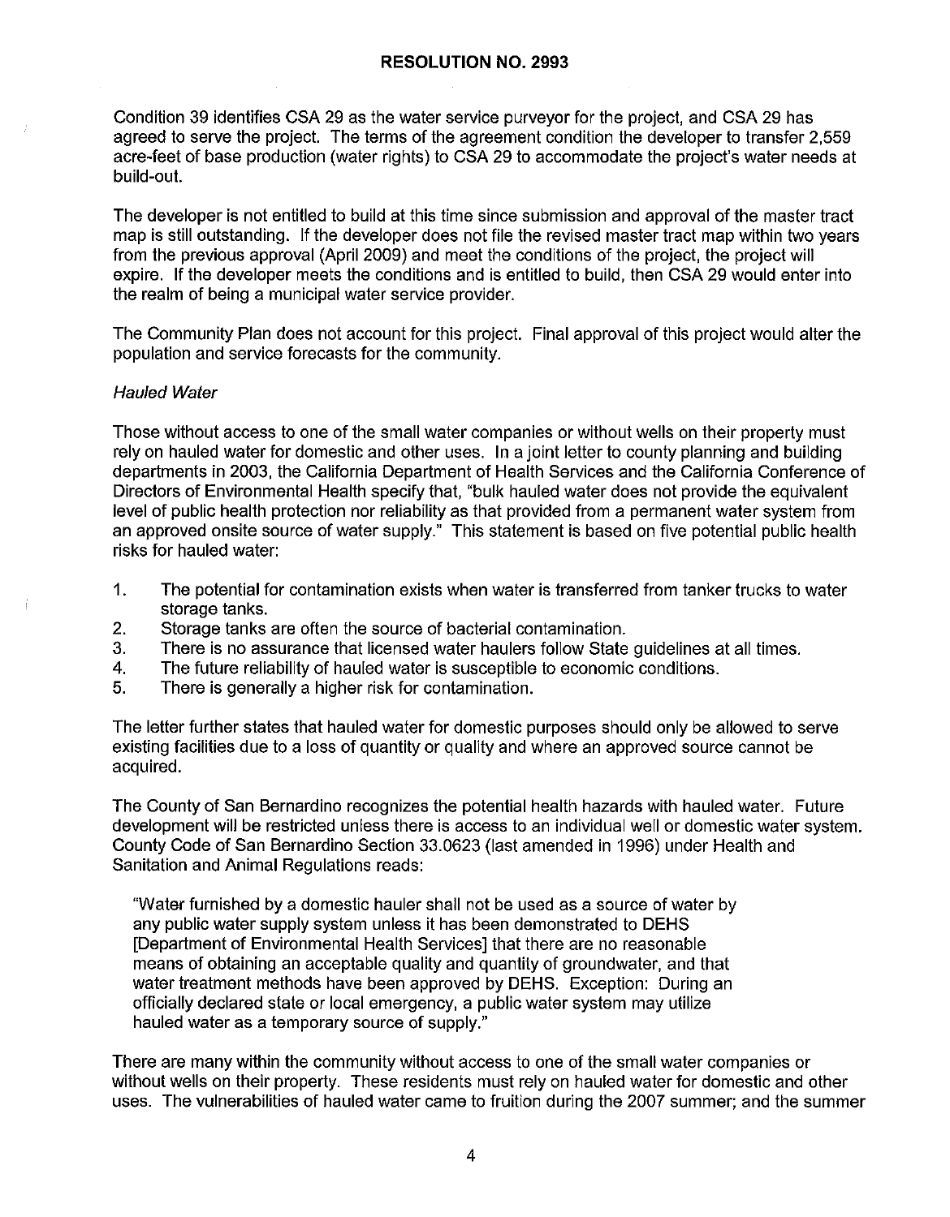Condition 39 identifies CSA 29 as the water service purveyor for the project, and CSA 29 has agreed to serve the project. The terms of the agreement condition the developer to transfer 2,559 acre-feet of base production (water rights) to CSA 29 to accommodate the project's water needs at build-out.

The developer is not entitled to build at this time since submission and approval of the master tract map is still outstanding. If the developer does not file the revised master tract map within two years from the previous approval (April 2009) and meet the conditions of the project, the project will expire. If the developer meets the conditions and is entitled to build, then CSA 29 would enter into the realm of being a municipal water service provider.

The Community Plan does not account for this project. Final approval of this project would alter the population and service forecasts for the community.

*Hauled Water*

Those without access to one of the small water companies or without wells on their property must rely on hauled water for domestic and other uses. In a joint letter to county planning and building departments in 2003, the California Department of Health Services and the California Conference of Directors of Environmental Health specify that, "bulk hauled water does not provide the equivalent level of public health protection nor reliability as that provided from a permanent water system from an approved onsite source of water supply." This statement is based on five potential public health risks for hauled water:

1. The potential for contamination exists when water is transferred from tanker trucks to water storage tanks.
2. Storage tanks are often the source of bacterial contamination.
3. There is no assurance that licensed water haulers follow State guidelines at all times.
4. The future reliability of hauled water is susceptible to economic conditions.
5. There is generally a higher risk for contamination.

The letter further states that hauled water for domestic purposes should only be allowed to serve existing facilities due to a loss of quantity or quality and where an approved source cannot be acquired.

The County of San Bernardino recognizes the potential health hazards with hauled water. Future development will be restricted unless there is access to an individual well or domestic water system. County Code of San Bernardino Section 33.0623 (last amended in 1996) under Health and Sanitation and Animal Regulations reads:

> "Water furnished by a domestic hauler shall not be used as a source of water by any public water supply system unless it has been demonstrated to DEHS [Department of Environmental Health Services] that there are no reasonable means of obtaining an acceptable quality and quantity of groundwater, and that water treatment methods have been approved by DEHS. Exception: During an officially declared state or local emergency, a public water system may utilize hauled water as a temporary source of supply."

There are many within the community without access to one of the small water companies or without wells on their property. These residents must rely on hauled water for domestic and other uses. The vulnerabilities of hauled water came to fruition during the 2007 summer; and the summer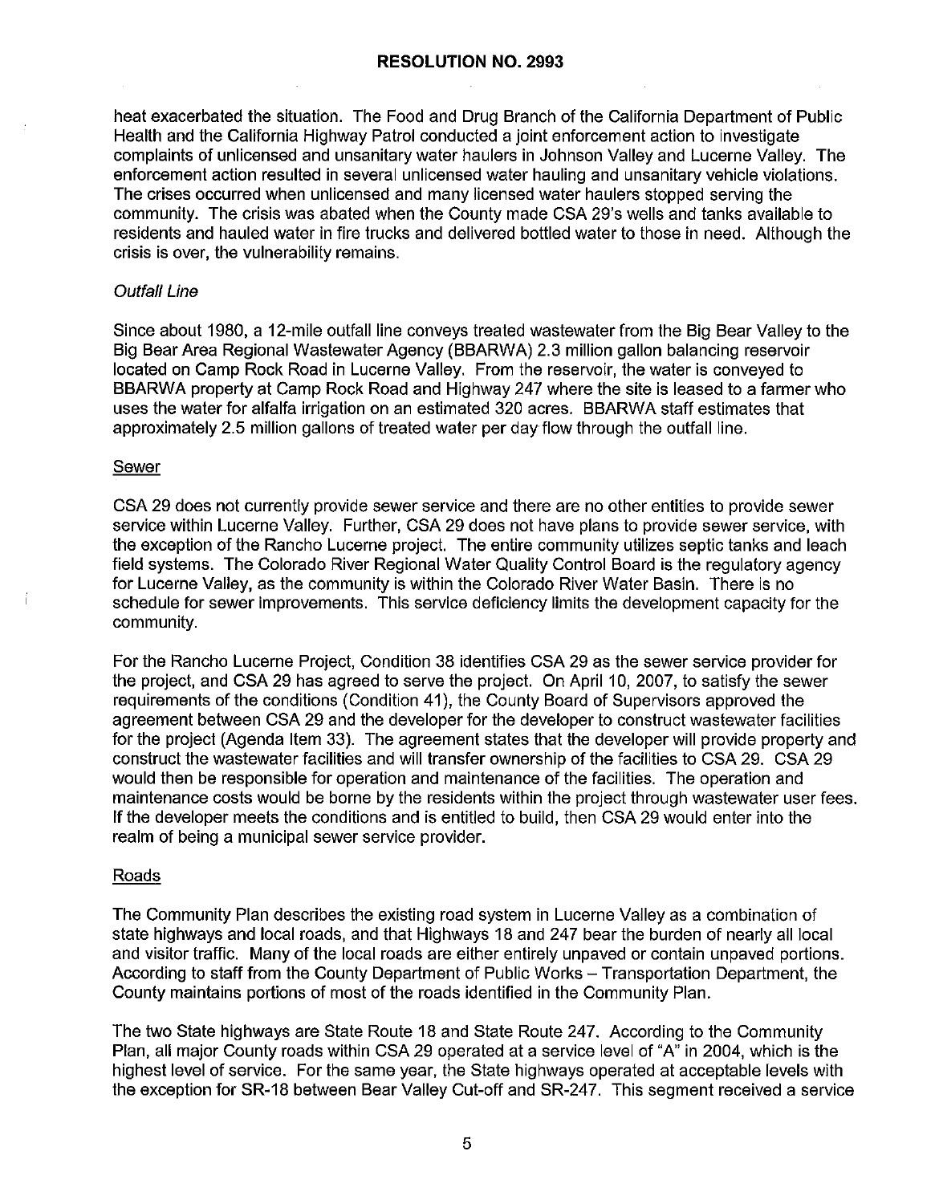heat exacerbated the situation. The Food and Drug Branch of the California Department of Public Health and the California Highway Patrol conducted a joint enforcement action to investigate complaints of unlicensed and unsanitary water haulers in Johnson Valley and Lucerne Valley. The enforcement action resulted in several unlicensed water hauling and unsanitary vehicle violations. The crises occurred when unlicensed and many licensed water haulers stopped serving the community. The crisis was abated when the County made CSA 29's wells and tanks available to residents and hauled water in fire trucks and delivered bottled water to those in need. Although the crisis is over, the vulnerability remains.

*Outfall Line*

Since about 1980, a 12-mile outfall line conveys treated wastewater from the Big Bear Valley to the Big Bear Area Regional Wastewater Agency (BBARWA) 2.3 million gallon balancing reservoir located on Camp Rock Road in Lucerne Valley. From the reservoir, the water is conveyed to BBARWA property at Camp Rock Road and Highway 247 where the site is leased to a farmer who uses the water for alfalfa irrigation on an estimated 320 acres. BBARWA staff estimates that approximately 2.5 million gallons of treated water per day flow through the outfall line.

Sewer

CSA 29 does not currently provide sewer service and there are no other entities to provide sewer service within Lucerne Valley. Further, CSA 29 does not have plans to provide sewer service, with the exception of the Rancho Lucerne project. The entire community utilizes septic tanks and leach field systems. The Colorado River Regional Water Quality Control Board is the regulatory agency for Lucerne Valley, as the community is within the Colorado River Water Basin. There is no schedule for sewer improvements. This service deficiency limits the development capacity for the community.

For the Rancho Lucerne Project, Condition 38 identifies CSA 29 as the sewer service provider for the project, and CSA 29 has agreed to serve the project. On April 10, 2007, to satisfy the sewer requirements of the conditions (Condition 41), the County Board of Supervisors approved the agreement between CSA 29 and the developer for the developer to construct wastewater facilities for the project (Agenda Item 33). The agreement states that the developer will provide property and construct the wastewater facilities and will transfer ownership of the facilities to CSA 29. CSA 29 would then be responsible for operation and maintenance of the facilities. The operation and maintenance costs would be borne by the residents within the project through wastewater user fees. If the developer meets the conditions and is entitled to build, then CSA 29 would enter into the realm of being a municipal sewer service provider.

Roads

The Community Plan describes the existing road system in Lucerne Valley as a combination of state highways and local roads, and that Highways 18 and 247 bear the burden of nearly all local and visitor traffic. Many of the local roads are either entirely unpaved or contain unpaved portions. According to staff from the County Department of Public Works – Transportation Department, the County maintains portions of most of the roads identified in the Community Plan.

The two State highways are State Route 18 and State Route 247. According to the Community Plan, all major County roads within CSA 29 operated at a service level of "A" in 2004, which is the highest level of service. For the same year, the State highways operated at acceptable levels with the exception for SR-18 between Bear Valley Cut-off and SR-247. This segment received a service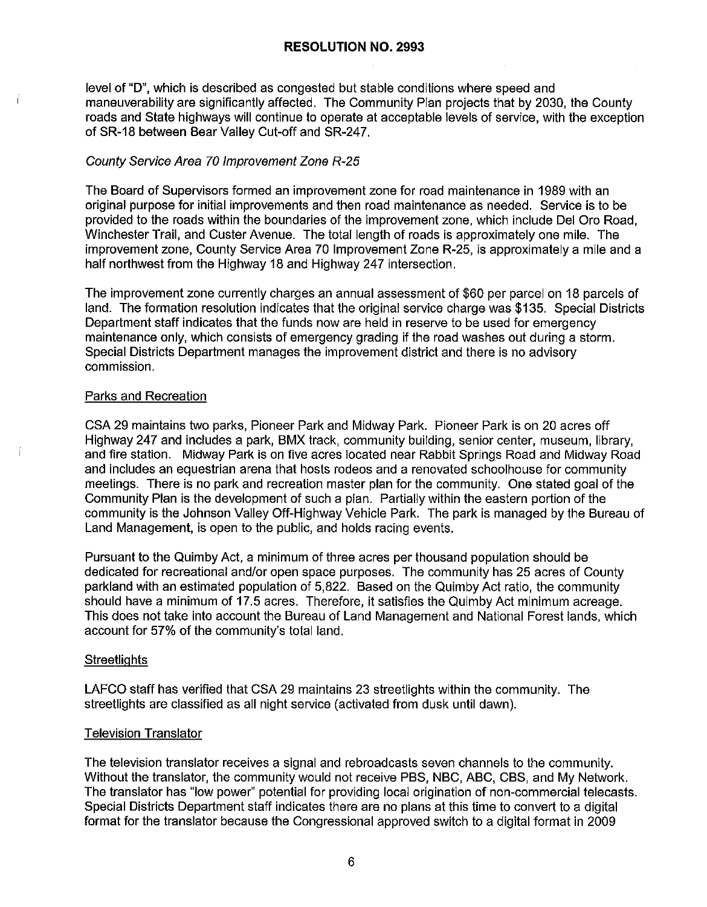level of "D", which is described as congested but stable conditions where speed and maneuverability are significantly affected. The Community Plan projects that by 2030, the County roads and State highways will continue to operate at acceptable levels of service, with the exception of SR-18 between Bear Valley Cut-off and SR-247.

*County Service Area 70 Improvement Zone R-25*

The Board of Supervisors formed an improvement zone for road maintenance in 1989 with an original purpose for initial improvements and then road maintenance as needed. Service is to be provided to the roads within the boundaries of the improvement zone, which include Del Oro Road, Winchester Trail, and Custer Avenue. The total length of roads is approximately one mile. The improvement zone, County Service Area 70 Improvement Zone R-25, is approximately a mile and a half northwest from the Highway 18 and Highway 247 intersection.

The improvement zone currently charges an annual assessment of $60 per parcel on 18 parcels of land. The formation resolution indicates that the original service charge was $135. Special Districts Department staff indicates that the funds now are held in reserve to be used for emergency maintenance only, which consists of emergency grading if the road washes out during a storm. Special Districts Department manages the improvement district and there is no advisory commission.

<u>Parks and Recreation</u>

CSA 29 maintains two parks, Pioneer Park and Midway Park. Pioneer Park is on 20 acres off Highway 247 and includes a park, BMX track, community building, senior center, museum, library, and fire station. Midway Park is on five acres located near Rabbit Springs Road and Midway Road and includes an equestrian arena that hosts rodeos and a renovated schoolhouse for community meetings. There is no park and recreation master plan for the community. One stated goal of the Community Plan is the development of such a plan. Partially within the eastern portion of the community is the Johnson Valley Off-Highway Vehicle Park. The park is managed by the Bureau of Land Management, is open to the public, and holds racing events.

Pursuant to the Quimby Act, a minimum of three acres per thousand population should be dedicated for recreational and/or open space purposes. The community has 25 acres of County parkland with an estimated population of 5,822. Based on the Quimby Act ratio, the community should have a minimum of 17.5 acres. Therefore, it satisfies the Quimby Act minimum acreage. This does not take into account the Bureau of Land Management and National Forest lands, which account for 57% of the community's total land.

<u>Streetlights</u>

LAFCO staff has verified that CSA 29 maintains 23 streetlights within the community. The streetlights are classified as all night service (activated from dusk until dawn).

<u>Television Translator</u>

The television translator receives a signal and rebroadcasts seven channels to the community. Without the translator, the community would not receive PBS, NBC, ABC, CBS, and My Network. The translator has "low power" potential for providing local origination of non-commercial telecasts. Special Districts Department staff indicates there are no plans at this time to convert to a digital format for the translator because the Congressional approved switch to a digital format in 2009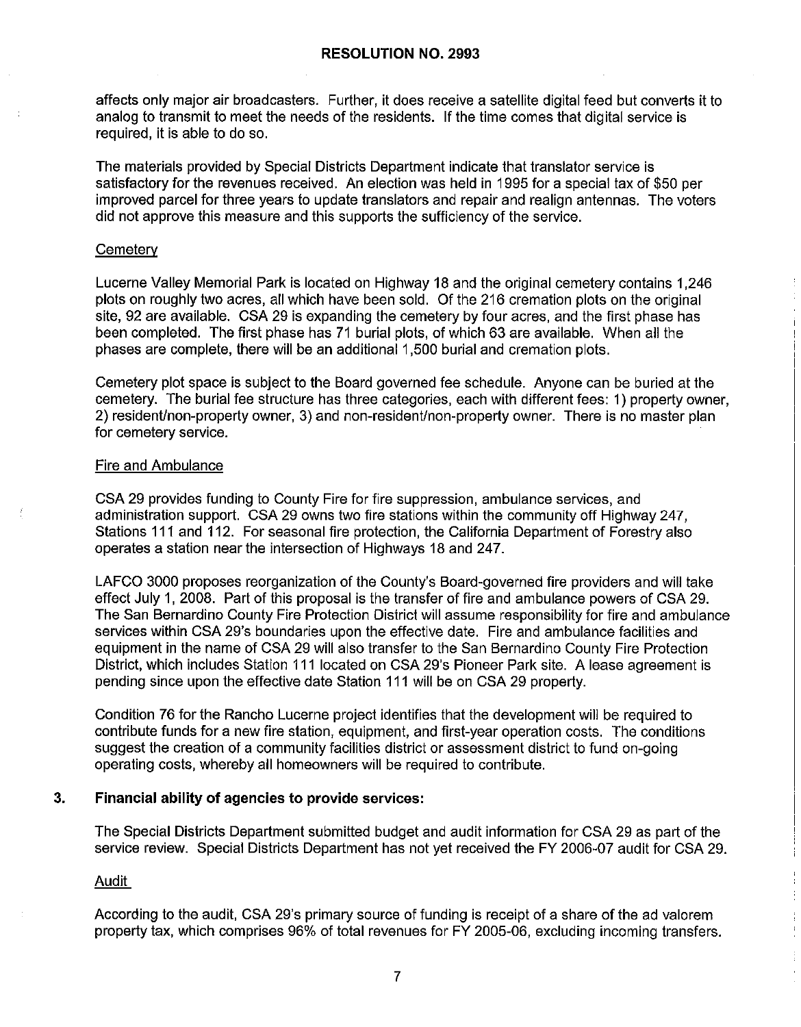affects only major air broadcasters. Further, it does receive a satellite digital feed but converts it to analog to transmit to meet the needs of the residents. If the time comes that digital service is required, it is able to do so.

The materials provided by Special Districts Department indicate that translator service is satisfactory for the revenues received. An election was held in 1995 for a special tax of $50 per improved parcel for three years to update translators and repair and realign antennas. The voters did not approve this measure and this supports the sufficiency of the service.

Cemetery

Lucerne Valley Memorial Park is located on Highway 18 and the original cemetery contains 1,246 plots on roughly two acres, all which have been sold. Of the 216 cremation plots on the original site, 92 are available. CSA 29 is expanding the cemetery by four acres, and the first phase has been completed. The first phase has 71 burial plots, of which 63 are available. When all the phases are complete, there will be an additional 1,500 burial and cremation plots.

Cemetery plot space is subject to the Board governed fee schedule. Anyone can be buried at the cemetery. The burial fee structure has three categories, each with different fees: 1) property owner, 2) resident/non-property owner, 3) and non-resident/non-property owner. There is no master plan for cemetery service.

Fire and Ambulance

CSA 29 provides funding to County Fire for fire suppression, ambulance services, and administration support. CSA 29 owns two fire stations within the community off Highway 247, Stations 111 and 112. For seasonal fire protection, the California Department of Forestry also operates a station near the intersection of Highways 18 and 247.

LAFCO 3000 proposes reorganization of the County's Board-governed fire providers and will take effect July 1, 2008. Part of this proposal is the transfer of fire and ambulance powers of CSA 29. The San Bernardino County Fire Protection District will assume responsibility for fire and ambulance services within CSA 29's boundaries upon the effective date. Fire and ambulance facilities and equipment in the name of CSA 29 will also transfer to the San Bernardino County Fire Protection District, which includes Station 111 located on CSA 29's Pioneer Park site. A lease agreement is pending since upon the effective date Station 111 will be on CSA 29 property.

Condition 76 for the Rancho Lucerne project identifies that the development will be required to contribute funds for a new fire station, equipment, and first-year operation costs. The conditions suggest the creation of a community facilities district or assessment district to fund on-going operating costs, whereby all homeowners will be required to contribute.

**3. Financial ability of agencies to provide services:**

The Special Districts Department submitted budget and audit information for CSA 29 as part of the service review. Special Districts Department has not yet received the FY 2006-07 audit for CSA 29.

Audit

According to the audit, CSA 29's primary source of funding is receipt of a share of the ad valorem property tax, which comprises 96% of total revenues for FY 2005-06, excluding incoming transfers.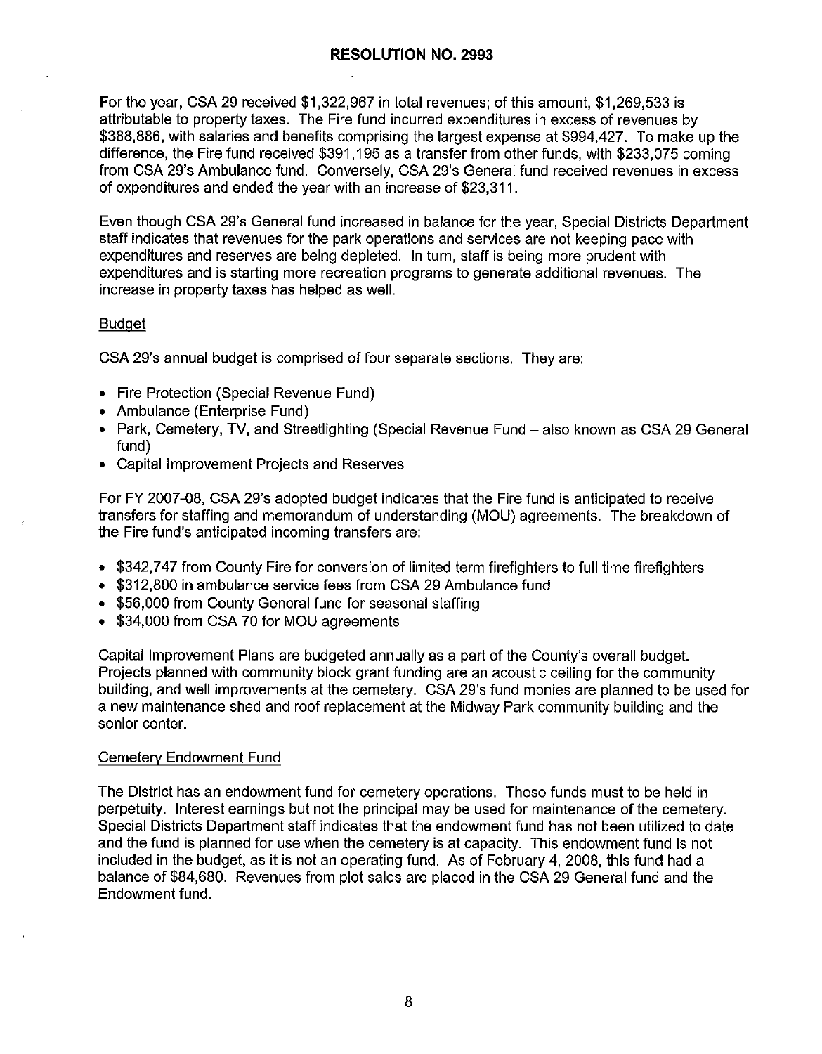For the year, CSA 29 received $1,322,967 in total revenues; of this amount, $1,269,533 is attributable to property taxes. The Fire fund incurred expenditures in excess of revenues by $388,886, with salaries and benefits comprising the largest expense at $994,427. To make up the difference, the Fire fund received $391,195 as a transfer from other funds, with $233,075 coming from CSA 29's Ambulance fund. Conversely, CSA 29's General fund received revenues in excess of expenditures and ended the year with an increase of $23,311.

Even though CSA 29's General fund increased in balance for the year, Special Districts Department staff indicates that revenues for the park operations and services are not keeping pace with expenditures and reserves are being depleted. In turn, staff is being more prudent with expenditures and is starting more recreation programs to generate additional revenues. The increase in property taxes has helped as well.

### Budget

CSA 29's annual budget is comprised of four separate sections. They are:

- Fire Protection (Special Revenue Fund)
- Ambulance (Enterprise Fund)
- Park, Cemetery, TV, and Streetlighting (Special Revenue Fund – also known as CSA 29 General fund)
- Capital Improvement Projects and Reserves

For FY 2007-08, CSA 29's adopted budget indicates that the Fire fund is anticipated to receive transfers for staffing and memorandum of understanding (MOU) agreements. The breakdown of the Fire fund's anticipated incoming transfers are:

- $342,747 from County Fire for conversion of limited term firefighters to full time firefighters
- $312,800 in ambulance service fees from CSA 29 Ambulance fund
- $56,000 from County General fund for seasonal staffing
- $34,000 from CSA 70 for MOU agreements

Capital Improvement Plans are budgeted annually as a part of the County's overall budget. Projects planned with community block grant funding are an acoustic ceiling for the community building, and well improvements at the cemetery. CSA 29's fund monies are planned to be used for a new maintenance shed and roof replacement at the Midway Park community building and the senior center.

### Cemetery Endowment Fund

The District has an endowment fund for cemetery operations. These funds must to be held in perpetuity. Interest earnings but not the principal may be used for maintenance of the cemetery. Special Districts Department staff indicates that the endowment fund has not been utilized to date and the fund is planned for use when the cemetery is at capacity. This endowment fund is not included in the budget, as it is not an operating fund. As of February 4, 2008, this fund had a balance of $84,680. Revenues from plot sales are placed in the CSA 29 General fund and the Endowment fund.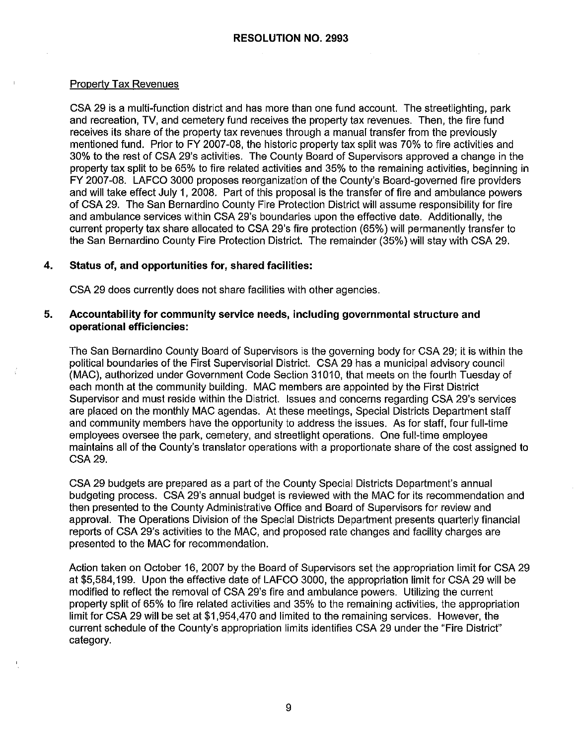**RESOLUTION NO. 2993**

Property Tax Revenues

CSA 29 is a multi-function district and has more than one fund account. The streetlighting, park and recreation, TV, and cemetery fund receives the property tax revenues. Then, the fire fund receives its share of the property tax revenues through a manual transfer from the previously mentioned fund. Prior to FY 2007-08, the historic property tax split was 70% to fire activities and 30% to the rest of CSA 29's activities. The County Board of Supervisors approved a change in the property tax split to be 65% to fire related activities and 35% to the remaining activities, beginning in FY 2007-08. LAFCO 3000 proposes reorganization of the County's Board-governed fire providers and will take effect July 1, 2008. Part of this proposal is the transfer of fire and ambulance powers of CSA 29. The San Bernardino County Fire Protection District will assume responsibility for fire and ambulance services within CSA 29's boundaries upon the effective date. Additionally, the current property tax share allocated to CSA 29's fire protection (65%) will permanently transfer to the San Bernardino County Fire Protection District. The remainder (35%) will stay with CSA 29.

**4. Status of, and opportunities for, shared facilities:**

CSA 29 does currently does not share facilities with other agencies.

**5. Accountability for community service needs, including governmental structure and operational efficiencies:**

The San Bernardino County Board of Supervisors is the governing body for CSA 29; it is within the political boundaries of the First Supervisorial District. CSA 29 has a municipal advisory council (MAC), authorized under Government Code Section 31010, that meets on the fourth Tuesday of each month at the community building. MAC members are appointed by the First District Supervisor and must reside within the District. Issues and concerns regarding CSA 29's services are placed on the monthly MAC agendas. At these meetings, Special Districts Department staff and community members have the opportunity to address the issues. As for staff, four full-time employees oversee the park, cemetery, and streetlight operations. One full-time employee maintains all of the County's translator operations with a proportionate share of the cost assigned to CSA 29.

CSA 29 budgets are prepared as a part of the County Special Districts Department's annual budgeting process. CSA 29's annual budget is reviewed with the MAC for its recommendation and then presented to the County Administrative Office and Board of Supervisors for review and approval. The Operations Division of the Special Districts Department presents quarterly financial reports of CSA 29's activities to the MAC, and proposed rate changes and facility charges are presented to the MAC for recommendation.

Action taken on October 16, 2007 by the Board of Supervisors set the appropriation limit for CSA 29 at $5,584,199. Upon the effective date of LAFCO 3000, the appropriation limit for CSA 29 will be modified to reflect the removal of CSA 29's fire and ambulance powers. Utilizing the current property split of 65% to fire related activities and 35% to the remaining activities, the appropriation limit for CSA 29 will be set at $1,954,470 and limited to the remaining services. However, the current schedule of the County's appropriation limits identifies CSA 29 under the "Fire District" category.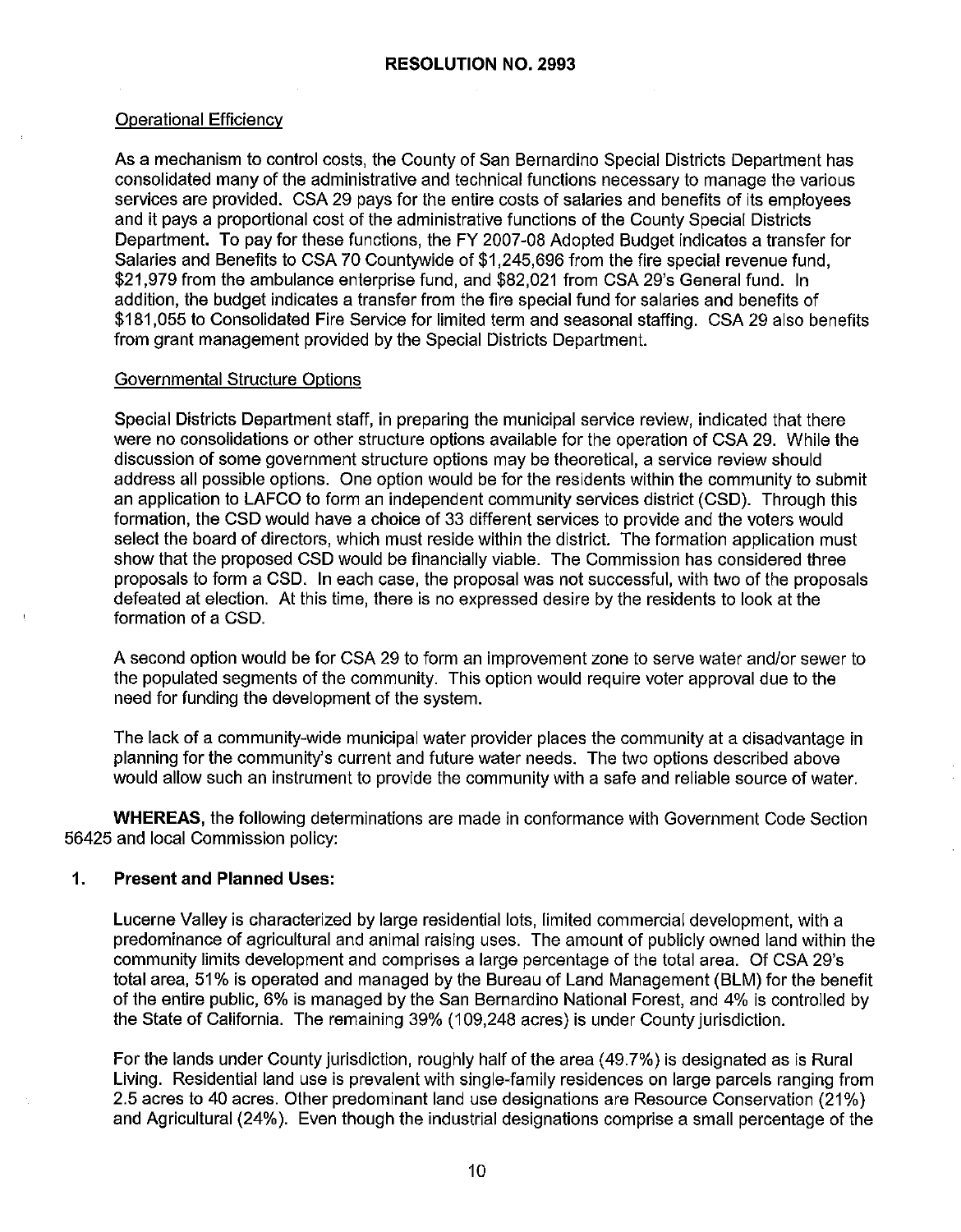**RESOLUTION NO. 2993**

Operational Efficiency

As a mechanism to control costs, the County of San Bernardino Special Districts Department has consolidated many of the administrative and technical functions necessary to manage the various services are provided. CSA 29 pays for the entire costs of salaries and benefits of its employees and it pays a proportional cost of the administrative functions of the County Special Districts Department. To pay for these functions, the FY 2007-08 Adopted Budget indicates a transfer for Salaries and Benefits to CSA 70 Countywide of $1,245,696 from the fire special revenue fund, $21,979 from the ambulance enterprise fund, and $82,021 from CSA 29's General fund. In addition, the budget indicates a transfer from the fire special fund for salaries and benefits of $181,055 to Consolidated Fire Service for limited term and seasonal staffing. CSA 29 also benefits from grant management provided by the Special Districts Department.

Governmental Structure Options

Special Districts Department staff, in preparing the municipal service review, indicated that there were no consolidations or other structure options available for the operation of CSA 29. While the discussion of some government structure options may be theoretical, a service review should address all possible options. One option would be for the residents within the community to submit an application to LAFCO to form an independent community services district (CSD). Through this formation, the CSD would have a choice of 33 different services to provide and the voters would select the board of directors, which must reside within the district. The formation application must show that the proposed CSD would be financially viable. The Commission has considered three proposals to form a CSD. In each case, the proposal was not successful, with two of the proposals defeated at election. At this time, there is no expressed desire by the residents to look at the formation of a CSD.

A second option would be for CSA 29 to form an improvement zone to serve water and/or sewer to the populated segments of the community. This option would require voter approval due to the need for funding the development of the system.

The lack of a community-wide municipal water provider places the community at a disadvantage in planning for the community's current and future water needs. The two options described above would allow such an instrument to provide the community with a safe and reliable source of water.

**WHEREAS,** the following determinations are made in conformance with Government Code Section 56425 and local Commission policy:

**1. Present and Planned Uses:**

Lucerne Valley is characterized by large residential lots, limited commercial development, with a predominance of agricultural and animal raising uses. The amount of publicly owned land within the community limits development and comprises a large percentage of the total area. Of CSA 29's total area, 51% is operated and managed by the Bureau of Land Management (BLM) for the benefit of the entire public, 6% is managed by the San Bernardino National Forest, and 4% is controlled by the State of California. The remaining 39% (109,248 acres) is under County jurisdiction.

For the lands under County jurisdiction, roughly half of the area (49.7%) is designated as is Rural Living. Residential land use is prevalent with single-family residences on large parcels ranging from 2.5 acres to 40 acres. Other predominant land use designations are Resource Conservation (21%) and Agricultural (24%). Even though the industrial designations comprise a small percentage of the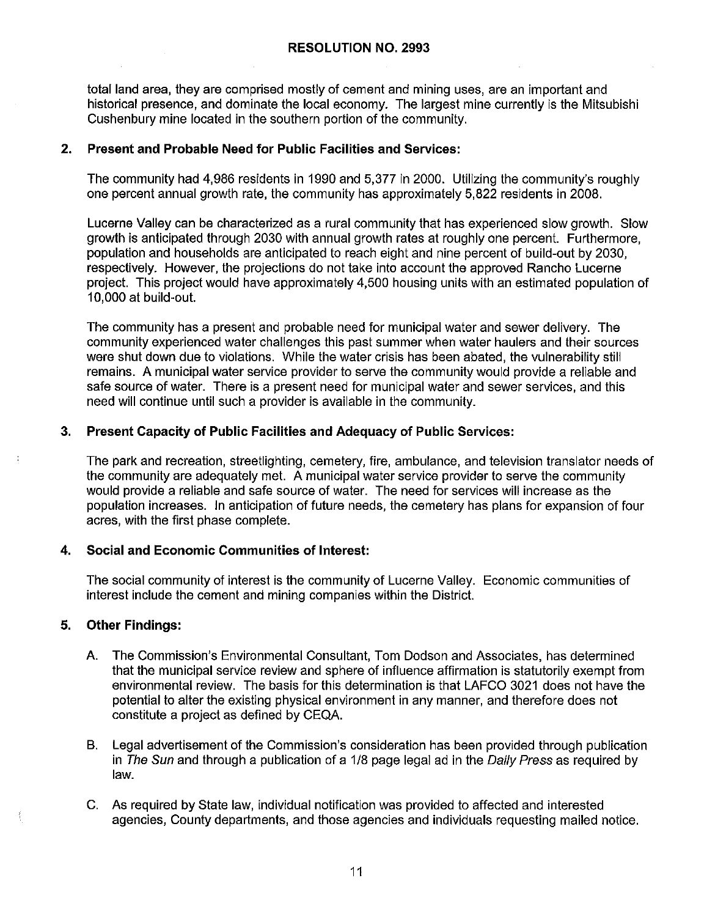total land area, they are comprised mostly of cement and mining uses, are an important and historical presence, and dominate the local economy. The largest mine currently is the Mitsubishi Cushenbury mine located in the southern portion of the community.

**2. Present and Probable Need for Public Facilities and Services:**

The community had 4,986 residents in 1990 and 5,377 in 2000. Utilizing the community's roughly one percent annual growth rate, the community has approximately 5,822 residents in 2008.

Lucerne Valley can be characterized as a rural community that has experienced slow growth. Slow growth is anticipated through 2030 with annual growth rates at roughly one percent. Furthermore, population and households are anticipated to reach eight and nine percent of build-out by 2030, respectively. However, the projections do not take into account the approved Rancho Lucerne project. This project would have approximately 4,500 housing units with an estimated population of 10,000 at build-out.

The community has a present and probable need for municipal water and sewer delivery. The community experienced water challenges this past summer when water haulers and their sources were shut down due to violations. While the water crisis has been abated, the vulnerability still remains. A municipal water service provider to serve the community would provide a reliable and safe source of water. There is a present need for municipal water and sewer services, and this need will continue until such a provider is available in the community.

**3. Present Capacity of Public Facilities and Adequacy of Public Services:**

The park and recreation, streetlighting, cemetery, fire, ambulance, and television translator needs of the community are adequately met. A municipal water service provider to serve the community would provide a reliable and safe source of water. The need for services will increase as the population increases. In anticipation of future needs, the cemetery has plans for expansion of four acres, with the first phase complete.

**4. Social and Economic Communities of Interest:**

The social community of interest is the community of Lucerne Valley. Economic communities of interest include the cement and mining companies within the District.

**5. Other Findings:**

A. The Commission's Environmental Consultant, Tom Dodson and Associates, has determined that the municipal service review and sphere of influence affirmation is statutorily exempt from environmental review. The basis for this determination is that LAFCO 3021 does not have the potential to alter the existing physical environment in any manner, and therefore does not constitute a project as defined by CEQA.

B. Legal advertisement of the Commission's consideration has been provided through publication in *The Sun* and through a publication of a 1/8 page legal ad in the *Daily Press* as required by law.

C. As required by State law, individual notification was provided to affected and interested agencies, County departments, and those agencies and individuals requesting mailed notice.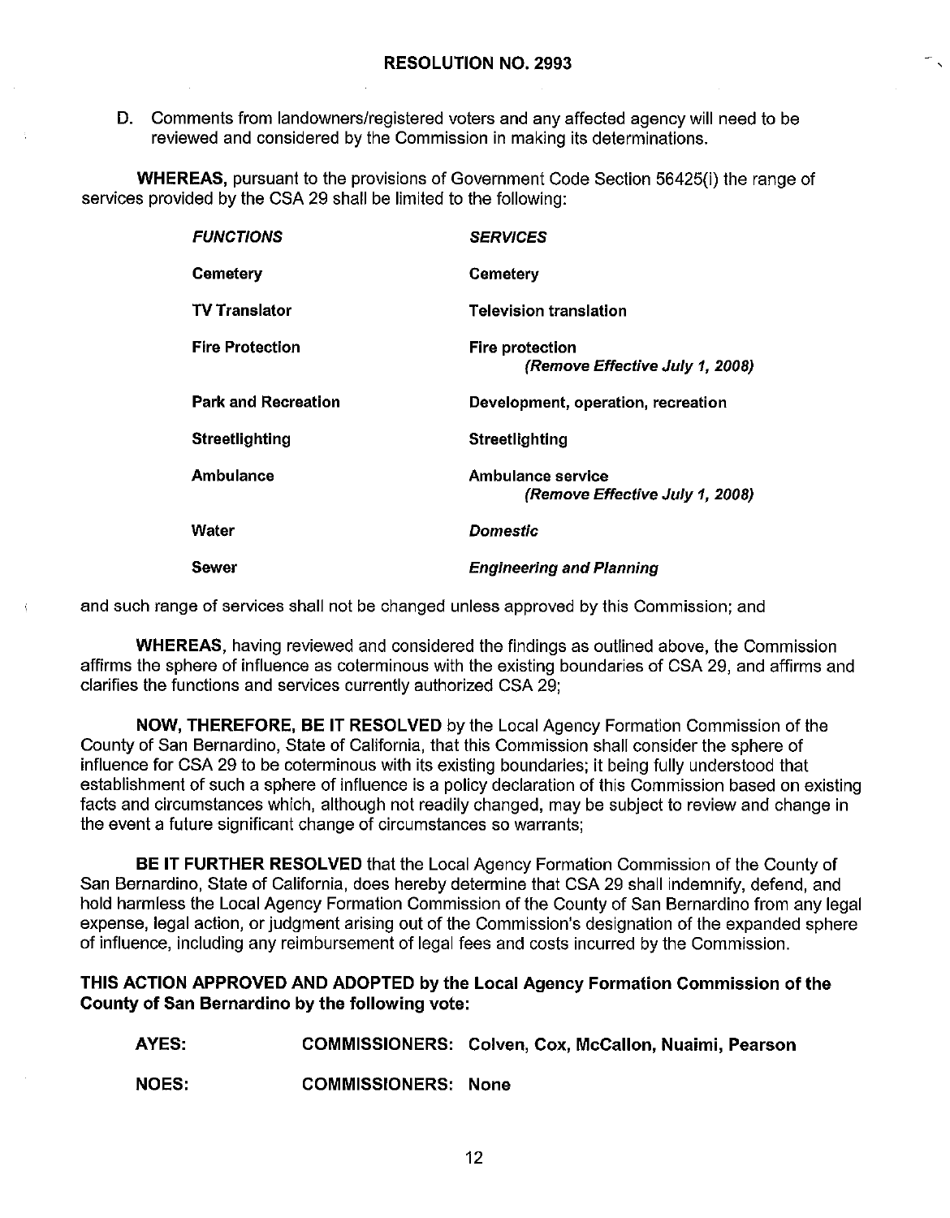**RESOLUTION NO. 2993**

D. Comments from landowners/registered voters and any affected agency will need to be reviewed and considered by the Commission in making its determinations.

**WHEREAS,** pursuant to the provisions of Government Code Section 56425(i) the range of services provided by the CSA 29 shall be limited to the following:

| ***FUNCTIONS*** | ***SERVICES*** |
|---|---|
| **Cemetery** | **Cemetery** |
| **TV Translator** | **Television translation** |
| **Fire Protection** | **Fire protection** ***(Remove Effective July 1, 2008)*** |
| **Park and Recreation** | **Development, operation, recreation** |
| **Streetlighting** | **Streetlighting** |
| **Ambulance** | **Ambulance service** ***(Remove Effective July 1, 2008)*** |
| **Water** | ***Domestic*** |
| **Sewer** | ***Engineering and Planning*** |

and such range of services shall not be changed unless approved by this Commission; and

**WHEREAS,** having reviewed and considered the findings as outlined above, the Commission affirms the sphere of influence as coterminous with the existing boundaries of CSA 29, and affirms and clarifies the functions and services currently authorized CSA 29;

**NOW, THEREFORE, BE IT RESOLVED** by the Local Agency Formation Commission of the County of San Bernardino, State of California, that this Commission shall consider the sphere of influence for CSA 29 to be coterminous with its existing boundaries; it being fully understood that establishment of such a sphere of influence is a policy declaration of this Commission based on existing facts and circumstances which, although not readily changed, may be subject to review and change in the event a future significant change of circumstances so warrants;

**BE IT FURTHER RESOLVED** that the Local Agency Formation Commission of the County of San Bernardino, State of California, does hereby determine that CSA 29 shall indemnify, defend, and hold harmless the Local Agency Formation Commission of the County of San Bernardino from any legal expense, legal action, or judgment arising out of the Commission's designation of the expanded sphere of influence, including any reimbursement of legal fees and costs incurred by the Commission.

**THIS ACTION APPROVED AND ADOPTED by the Local Agency Formation Commission of the County of San Bernardino by the following vote:**

| | | |
|---|---|---|
| **AYES:** | **COMMISSIONERS:** | **Colven, Cox, McCallon, Nuaimi, Pearson** |
| **NOES:** | **COMMISSIONERS:** | **None** |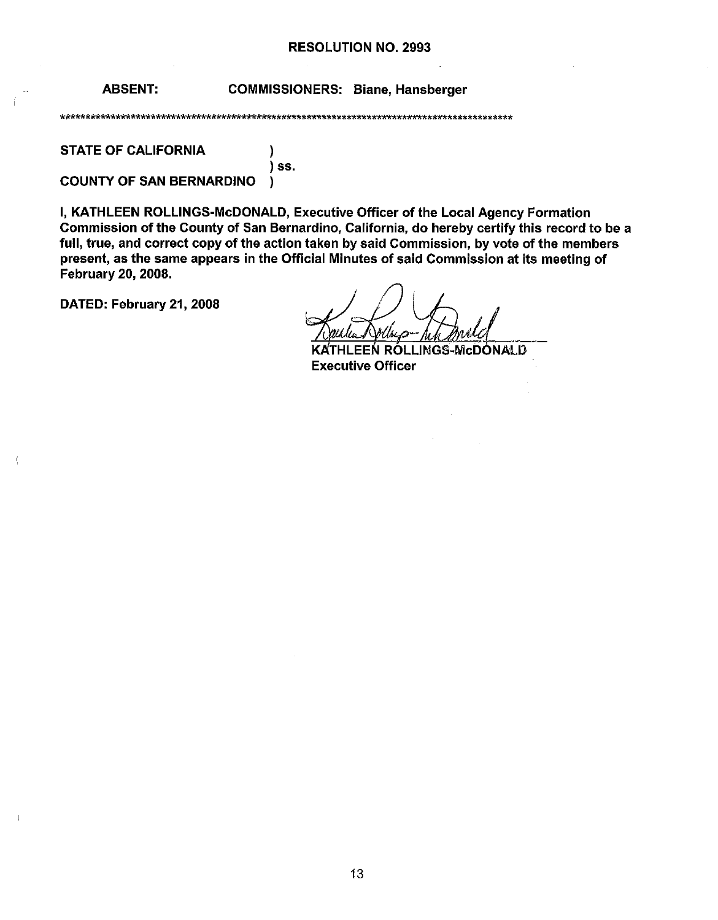**RESOLUTION NO. 2993**

**ABSENT: COMMISSIONERS: Biane, Hansberger**

*****************************************************************************************************

**STATE OF CALIFORNIA )**
**) ss.**
**COUNTY OF SAN BERNARDINO )**

**I, KATHLEEN ROLLINGS-McDONALD, Executive Officer of the Local Agency Formation Commission of the County of San Bernardino, California, do hereby certify this record to be a full, true, and correct copy of the action taken by said Commission, by vote of the members present, as the same appears in the Official Minutes of said Commission at its meeting of February 20, 2008.**

**DATED: February 21, 2008**

**KATHLEEN ROLLINGS-McDONALD**
**Executive Officer**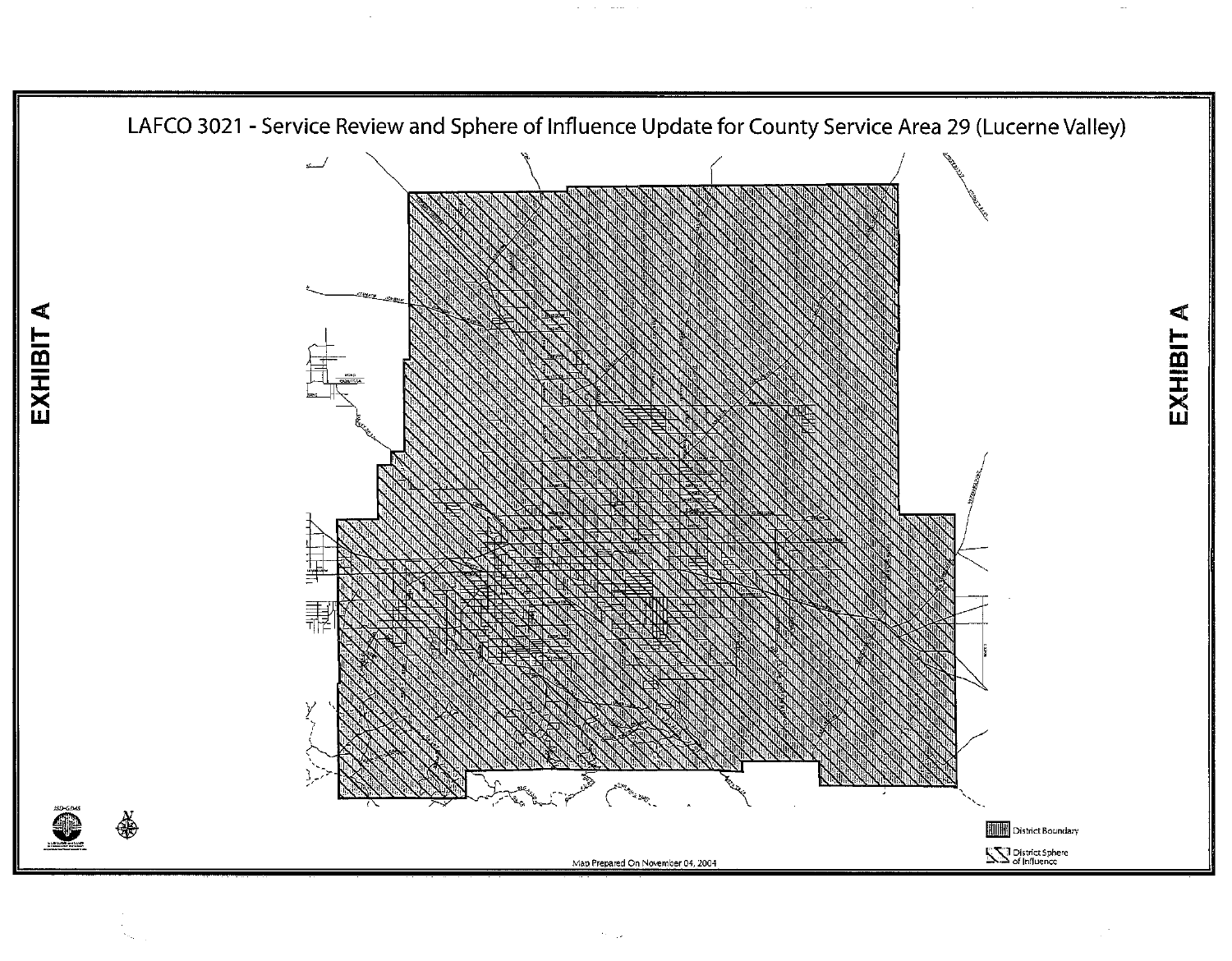EXHIBIT A

# LAFCO 3021 - Service Review and Sphere of Influence Update for County Service Area 29 (Lucerne Valley)

District Boundary

District Sphere of Influence

Map Prepared On November 04, 2004

EXHIBIT A